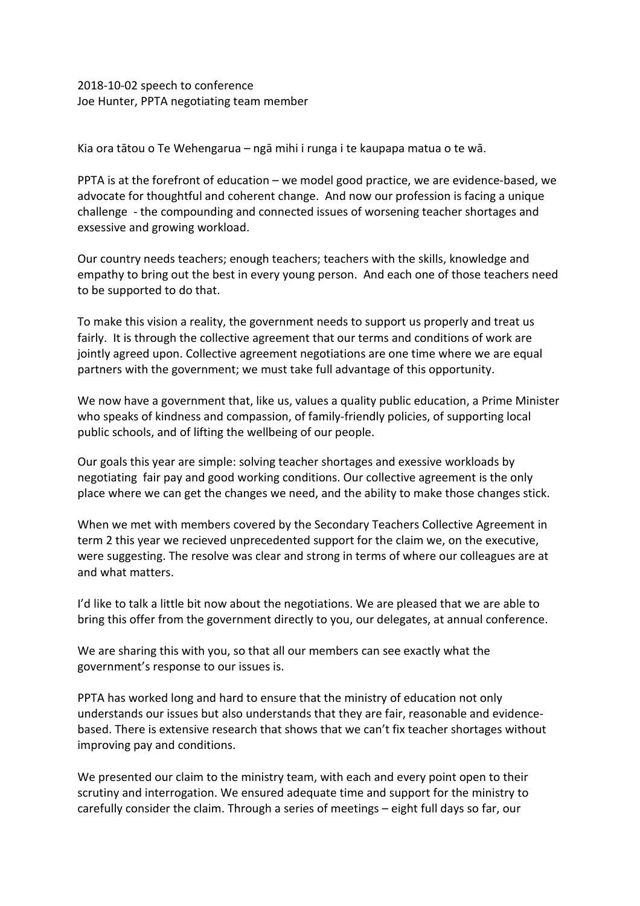2018-10-02 speech to conference
Joe Hunter, PPTA negotiating team member

Kia ora tātou o Te Wehengarua – ngā mihi i runga i te kaupapa matua o te wā.

PPTA is at the forefront of education – we model good practice, we are evidence-based, we advocate for thoughtful and coherent change. And now our profession is facing a unique challenge - the compounding and connected issues of worsening teacher shortages and exsessive and growing workload.

Our country needs teachers; enough teachers; teachers with the skills, knowledge and empathy to bring out the best in every young person. And each one of those teachers need to be supported to do that.

To make this vision a reality, the government needs to support us properly and treat us fairly. It is through the collective agreement that our terms and conditions of work are jointly agreed upon. Collective agreement negotiations are one time where we are equal partners with the government; we must take full advantage of this opportunity.

We now have a government that, like us, values a quality public education, a Prime Minister who speaks of kindness and compassion, of family-friendly policies, of supporting local public schools, and of lifting the wellbeing of our people.

Our goals this year are simple: solving teacher shortages and exessive workloads by negotiating fair pay and good working conditions. Our collective agreement is the only place where we can get the changes we need, and the ability to make those changes stick.

When we met with members covered by the Secondary Teachers Collective Agreement in term 2 this year we recieved unprecedented support for the claim we, on the executive, were suggesting. The resolve was clear and strong in terms of where our colleagues are at and what matters.

I'd like to talk a little bit now about the negotiations. We are pleased that we are able to bring this offer from the government directly to you, our delegates, at annual conference.

We are sharing this with you, so that all our members can see exactly what the government's response to our issues is.

PPTA has worked long and hard to ensure that the ministry of education not only understands our issues but also understands that they are fair, reasonable and evidence-based. There is extensive research that shows that we can't fix teacher shortages without improving pay and conditions.

We presented our claim to the ministry team, with each and every point open to their scrutiny and interrogation. We ensured adequate time and support for the ministry to carefully consider the claim. Through a series of meetings – eight full days so far, our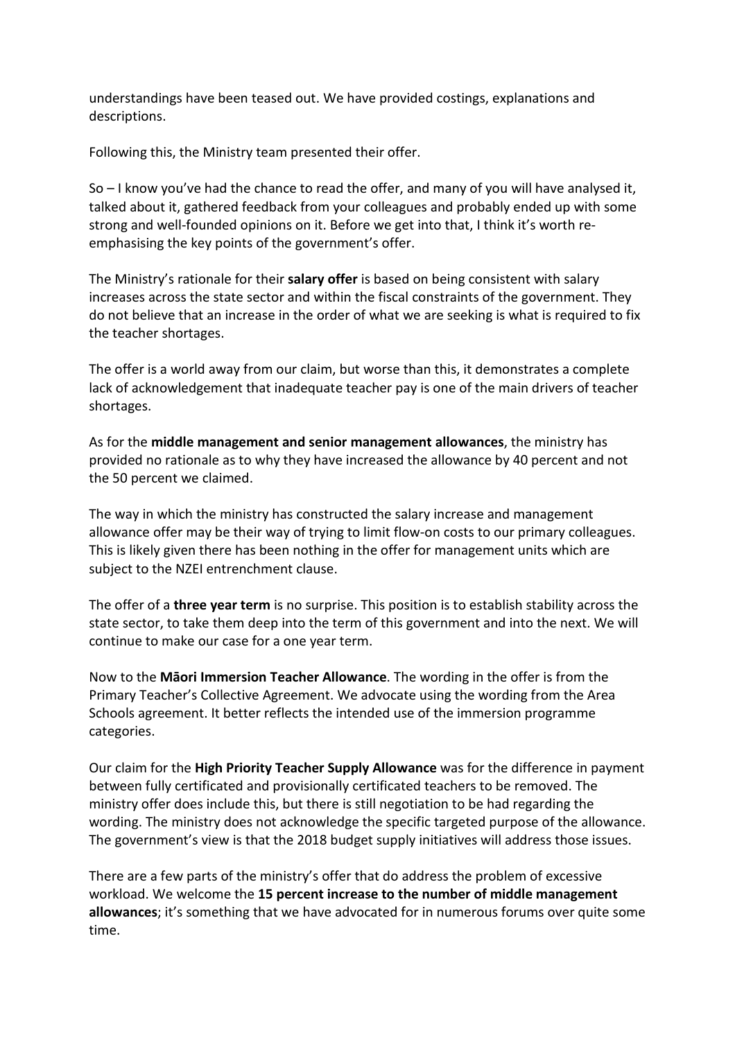understandings have been teased out. We have provided costings, explanations and descriptions.

Following this, the Ministry team presented their offer.

So – I know you've had the chance to read the offer, and many of you will have analysed it, talked about it, gathered feedback from your colleagues and probably ended up with some strong and well-founded opinions on it. Before we get into that, I think it's worth re-emphasising the key points of the government's offer.

The Ministry's rationale for their **salary offer** is based on being consistent with salary increases across the state sector and within the fiscal constraints of the government. They do not believe that an increase in the order of what we are seeking is what is required to fix the teacher shortages.

The offer is a world away from our claim, but worse than this, it demonstrates a complete lack of acknowledgement that inadequate teacher pay is one of the main drivers of teacher shortages.

As for the **middle management and senior management allowances**, the ministry has provided no rationale as to why they have increased the allowance by 40 percent and not the 50 percent we claimed.

The way in which the ministry has constructed the salary increase and management allowance offer may be their way of trying to limit flow-on costs to our primary colleagues. This is likely given there has been nothing in the offer for management units which are subject to the NZEI entrenchment clause.

The offer of a **three year term** is no surprise. This position is to establish stability across the state sector, to take them deep into the term of this government and into the next. We will continue to make our case for a one year term.

Now to the **Māori Immersion Teacher Allowance**. The wording in the offer is from the Primary Teacher's Collective Agreement. We advocate using the wording from the Area Schools agreement. It better reflects the intended use of the immersion programme categories.

Our claim for the **High Priority Teacher Supply Allowance** was for the difference in payment between fully certificated and provisionally certificated teachers to be removed. The ministry offer does include this, but there is still negotiation to be had regarding the wording. The ministry does not acknowledge the specific targeted purpose of the allowance. The government's view is that the 2018 budget supply initiatives will address those issues.

There are a few parts of the ministry's offer that do address the problem of excessive workload. We welcome the **15 percent increase to the number of middle management allowances**; it's something that we have advocated for in numerous forums over quite some time.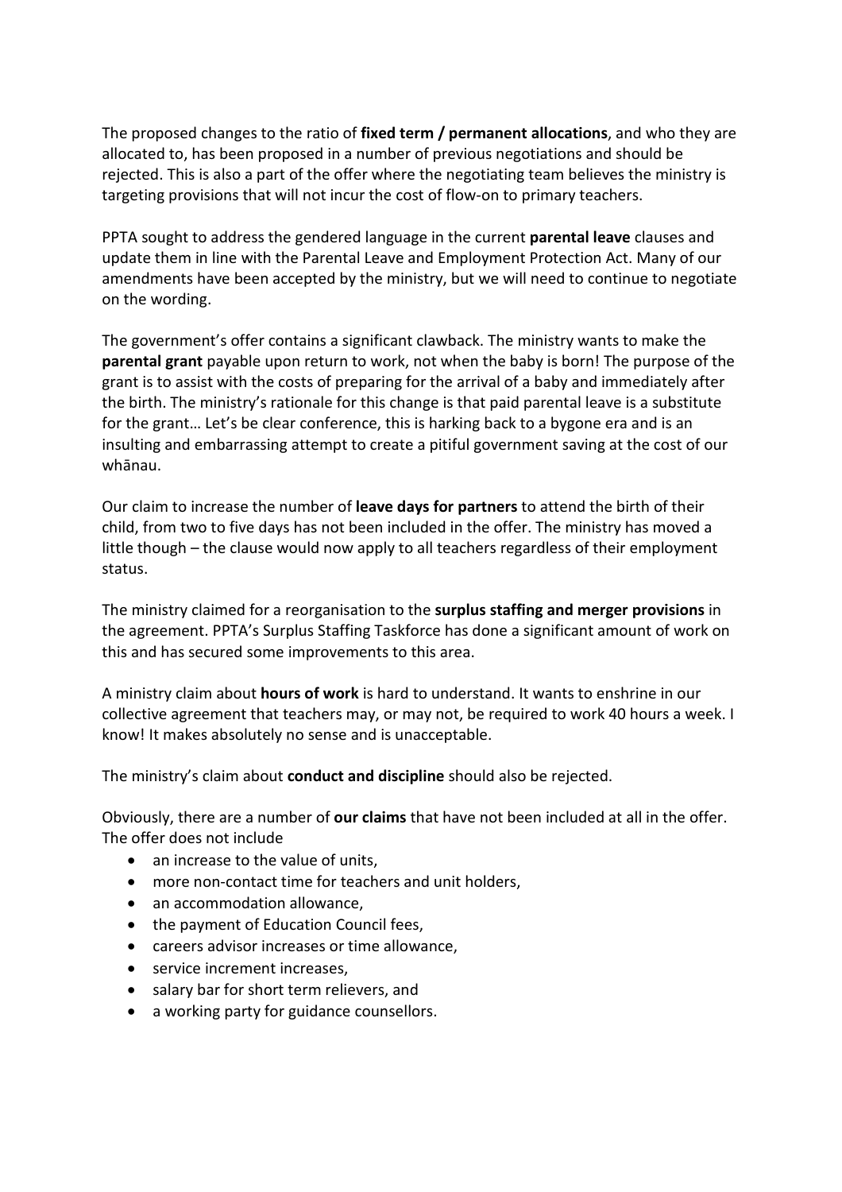The proposed changes to the ratio of **fixed term / permanent allocations**, and who they are allocated to, has been proposed in a number of previous negotiations and should be rejected. This is also a part of the offer where the negotiating team believes the ministry is targeting provisions that will not incur the cost of flow-on to primary teachers.

PPTA sought to address the gendered language in the current **parental leave** clauses and update them in line with the Parental Leave and Employment Protection Act. Many of our amendments have been accepted by the ministry, but we will need to continue to negotiate on the wording.

The government's offer contains a significant clawback. The ministry wants to make the **parental grant** payable upon return to work, not when the baby is born! The purpose of the grant is to assist with the costs of preparing for the arrival of a baby and immediately after the birth. The ministry's rationale for this change is that paid parental leave is a substitute for the grant… Let's be clear conference, this is harking back to a bygone era and is an insulting and embarrassing attempt to create a pitiful government saving at the cost of our whānau.

Our claim to increase the number of **leave days for partners** to attend the birth of their child, from two to five days has not been included in the offer. The ministry has moved a little though – the clause would now apply to all teachers regardless of their employment status.

The ministry claimed for a reorganisation to the **surplus staffing and merger provisions** in the agreement. PPTA's Surplus Staffing Taskforce has done a significant amount of work on this and has secured some improvements to this area.

A ministry claim about **hours of work** is hard to understand. It wants to enshrine in our collective agreement that teachers may, or may not, be required to work 40 hours a week. I know! It makes absolutely no sense and is unacceptable.

The ministry's claim about **conduct and discipline** should also be rejected.

Obviously, there are a number of **our claims** that have not been included at all in the offer. The offer does not include

- an increase to the value of units,
- more non-contact time for teachers and unit holders,
- an accommodation allowance,
- the payment of Education Council fees,
- careers advisor increases or time allowance,
- service increment increases,
- salary bar for short term relievers, and
- a working party for guidance counsellors.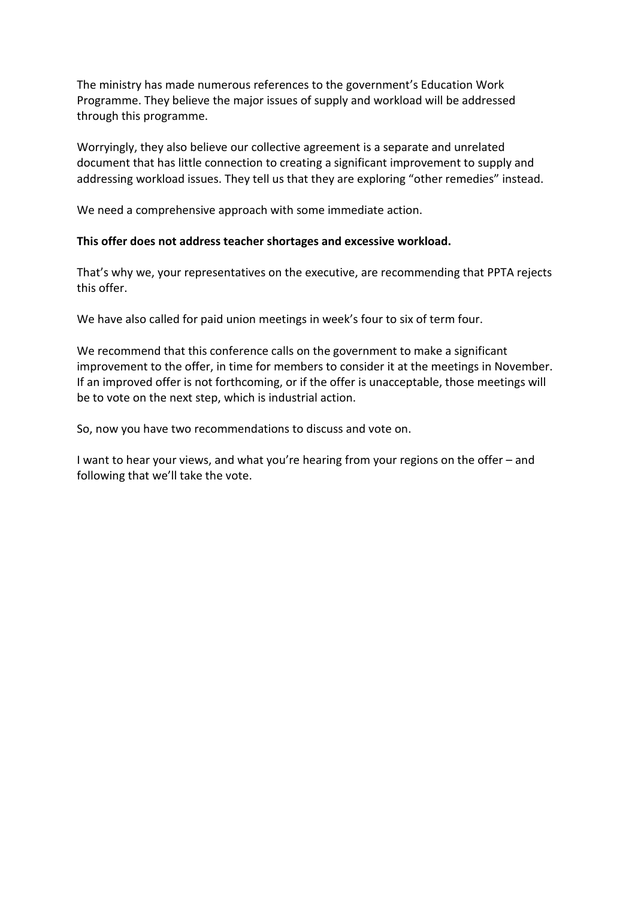The ministry has made numerous references to the government's Education Work Programme. They believe the major issues of supply and workload will be addressed through this programme.

Worryingly, they also believe our collective agreement is a separate and unrelated document that has little connection to creating a significant improvement to supply and addressing workload issues. They tell us that they are exploring "other remedies" instead.

We need a comprehensive approach with some immediate action.

**This offer does not address teacher shortages and excessive workload.**

That's why we, your representatives on the executive, are recommending that PPTA rejects this offer.

We have also called for paid union meetings in week's four to six of term four.

We recommend that this conference calls on the government to make a significant improvement to the offer, in time for members to consider it at the meetings in November. If an improved offer is not forthcoming, or if the offer is unacceptable, those meetings will be to vote on the next step, which is industrial action.

So, now you have two recommendations to discuss and vote on.

I want to hear your views, and what you're hearing from your regions on the offer – and following that we'll take the vote.